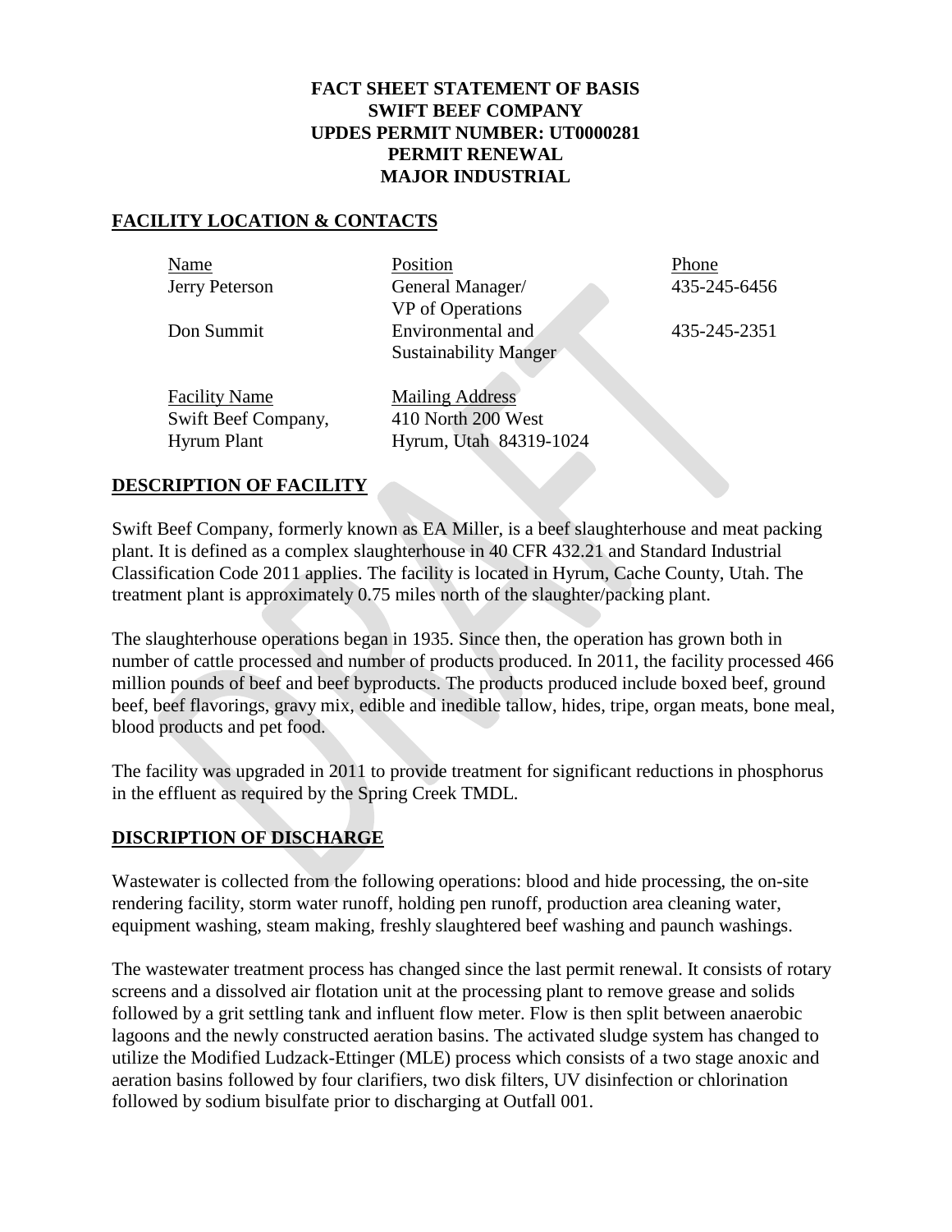**FACT SHEET STATEMENT OF BASIS**
**SWIFT BEEF COMPANY**
**UPDES PERMIT NUMBER: UT0000281**
**PERMIT RENEWAL**
**MAJOR INDUSTRIAL**

## FACILITY LOCATION & CONTACTS

| Name | Position | Phone |
|---|---|---|
| Jerry Peterson | General Manager/ VP of Operations | 435-245-6456 |
| Don Summit | Environmental and Sustainability Manger | 435-245-2351 |

| Facility Name | Mailing Address |
|---|---|
| Swift Beef Company, Hyrum Plant | 410 North 200 West Hyrum, Utah 84319-1024 |

## DESCRIPTION OF FACILITY

Swift Beef Company, formerly known as EA Miller, is a beef slaughterhouse and meat packing plant. It is defined as a complex slaughterhouse in 40 CFR 432.21 and Standard Industrial Classification Code 2011 applies. The facility is located in Hyrum, Cache County, Utah. The treatment plant is approximately 0.75 miles north of the slaughter/packing plant.

The slaughterhouse operations began in 1935. Since then, the operation has grown both in number of cattle processed and number of products produced. In 2011, the facility processed 466 million pounds of beef and beef byproducts. The products produced include boxed beef, ground beef, beef flavorings, gravy mix, edible and inedible tallow, hides, tripe, organ meats, bone meal, blood products and pet food.

The facility was upgraded in 2011 to provide treatment for significant reductions in phosphorus in the effluent as required by the Spring Creek TMDL.

## DISCRIPTION OF DISCHARGE

Wastewater is collected from the following operations: blood and hide processing, the on-site rendering facility, storm water runoff, holding pen runoff, production area cleaning water, equipment washing, steam making, freshly slaughtered beef washing and paunch washings.

The wastewater treatment process has changed since the last permit renewal. It consists of rotary screens and a dissolved air flotation unit at the processing plant to remove grease and solids followed by a grit settling tank and influent flow meter. Flow is then split between anaerobic lagoons and the newly constructed aeration basins. The activated sludge system has changed to utilize the Modified Ludzack-Ettinger (MLE) process which consists of a two stage anoxic and aeration basins followed by four clarifiers, two disk filters, UV disinfection or chlorination followed by sodium bisulfate prior to discharging at Outfall 001.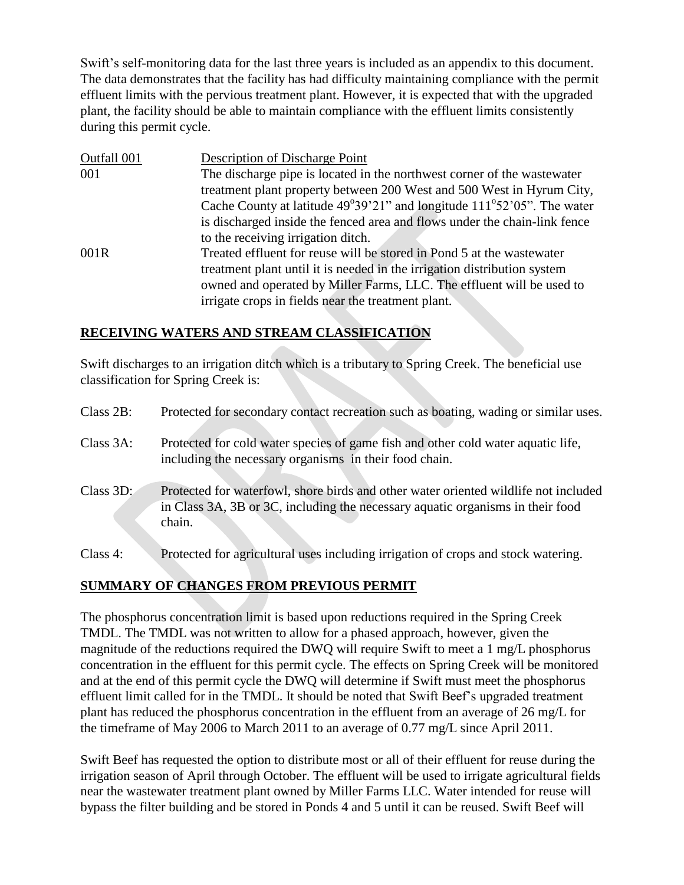Swift's self-monitoring data for the last three years is included as an appendix to this document. The data demonstrates that the facility has had difficulty maintaining compliance with the permit effluent limits with the pervious treatment plant. However, it is expected that with the upgraded plant, the facility should be able to maintain compliance with the effluent limits consistently during this permit cycle.

| Outfall 001 | Description of Discharge Point |
|---|---|
| 001 | The discharge pipe is located in the northwest corner of the wastewater treatment plant property between 200 West and 500 West in Hyrum City, Cache County at latitude 49°39'21" and longitude 111°52'05". The water is discharged inside the fenced area and flows under the chain-link fence to the receiving irrigation ditch. |
| 001R | Treated effluent for reuse will be stored in Pond 5 at the wastewater treatment plant until it is needed in the irrigation distribution system owned and operated by Miller Farms, LLC. The effluent will be used to irrigate crops in fields near the treatment plant. |

## RECEIVING WATERS AND STREAM CLASSIFICATION

Swift discharges to an irrigation ditch which is a tributary to Spring Creek. The beneficial use classification for Spring Creek is:

Class 2B: Protected for secondary contact recreation such as boating, wading or similar uses.

Class 3A: Protected for cold water species of game fish and other cold water aquatic life, including the necessary organisms in their food chain.

Class 3D: Protected for waterfowl, shore birds and other water oriented wildlife not included in Class 3A, 3B or 3C, including the necessary aquatic organisms in their food chain.

Class 4: Protected for agricultural uses including irrigation of crops and stock watering.

## SUMMARY OF CHANGES FROM PREVIOUS PERMIT

The phosphorus concentration limit is based upon reductions required in the Spring Creek TMDL. The TMDL was not written to allow for a phased approach, however, given the magnitude of the reductions required the DWQ will require Swift to meet a 1 mg/L phosphorus concentration in the effluent for this permit cycle. The effects on Spring Creek will be monitored and at the end of this permit cycle the DWQ will determine if Swift must meet the phosphorus effluent limit called for in the TMDL. It should be noted that Swift Beef's upgraded treatment plant has reduced the phosphorus concentration in the effluent from an average of 26 mg/L for the timeframe of May 2006 to March 2011 to an average of 0.77 mg/L since April 2011.

Swift Beef has requested the option to distribute most or all of their effluent for reuse during the irrigation season of April through October. The effluent will be used to irrigate agricultural fields near the wastewater treatment plant owned by Miller Farms LLC. Water intended for reuse will bypass the filter building and be stored in Ponds 4 and 5 until it can be reused. Swift Beef will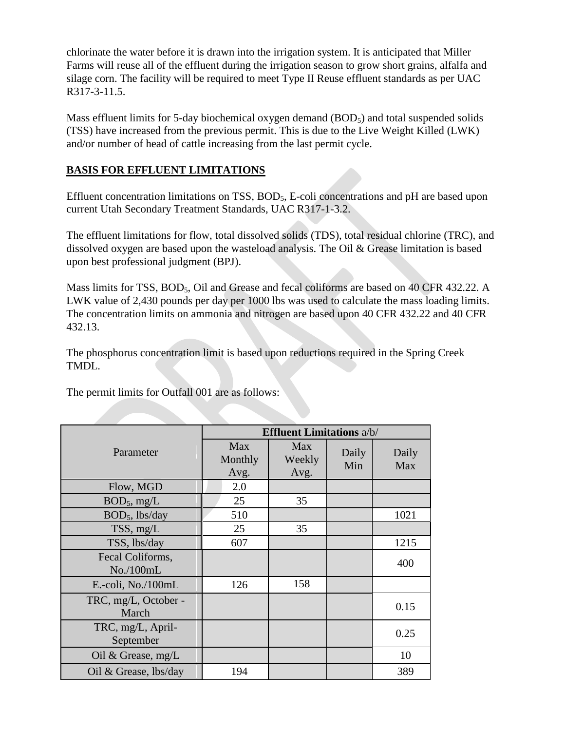chlorinate the water before it is drawn into the irrigation system. It is anticipated that Miller Farms will reuse all of the effluent during the irrigation season to grow short grains, alfalfa and silage corn. The facility will be required to meet Type II Reuse effluent standards as per UAC R317-3-11.5.

Mass effluent limits for 5-day biochemical oxygen demand ($BOD_5$) and total suspended solids (TSS) have increased from the previous permit. This is due to the Live Weight Killed (LWK) and/or number of head of cattle increasing from the last permit cycle.

## BASIS FOR EFFLUENT LIMITATIONS

Effluent concentration limitations on TSS, $BOD_5$, E-coli concentrations and pH are based upon current Utah Secondary Treatment Standards, UAC R317-1-3.2.

The effluent limitations for flow, total dissolved solids (TDS), total residual chlorine (TRC), and dissolved oxygen are based upon the wasteload analysis. The Oil & Grease limitation is based upon best professional judgment (BPJ).

Mass limits for TSS, $BOD_5$, Oil and Grease and fecal coliforms are based on 40 CFR 432.22. A LWK value of 2,430 pounds per day per 1000 lbs was used to calculate the mass loading limits. The concentration limits on ammonia and nitrogen are based upon 40 CFR 432.22 and 40 CFR 432.13.

The phosphorus concentration limit is based upon reductions required in the Spring Creek TMDL.

The permit limits for Outfall 001 are as follows:

| Parameter | **Effluent Limitations** a/b/ | | | |
|---|---|---|---|---|
| | Max Monthly Avg. | Max Weekly Avg. | Daily Min | Daily Max |
| Flow, MGD | 2.0 | | | |
| $BOD_5$, mg/L | 25 | 35 | | |
| $BOD_5$, lbs/day | 510 | | | 1021 |
| TSS, mg/L | 25 | 35 | | |
| TSS, lbs/day | 607 | | | 1215 |
| Fecal Coliforms, No./100mL | | | | 400 |
| E.-coli, No./100mL | 126 | 158 | | |
| TRC, mg/L, October - March | | | | 0.15 |
| TRC, mg/L, April-September | | | | 0.25 |
| Oil & Grease, mg/L | | | | 10 |
| Oil & Grease, lbs/day | 194 | | | 389 |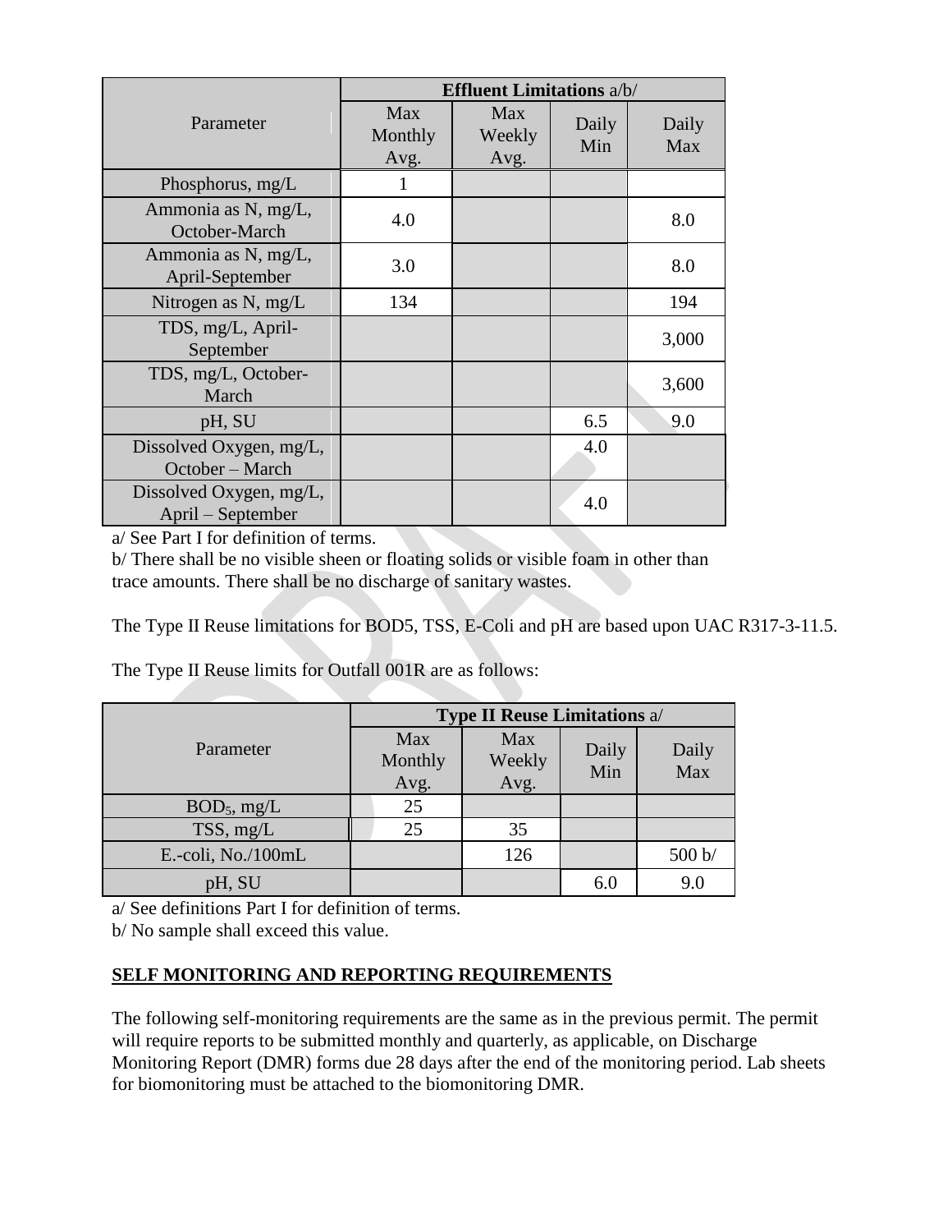| Parameter | Effluent Limitations a/b/ | | | |
|---|---|---|---|---|
| | Max Monthly Avg. | Max Weekly Avg. | Daily Min | Daily Max |
| Phosphorus, mg/L | 1 | | | |
| Ammonia as N, mg/L, October-March | 4.0 | | | 8.0 |
| Ammonia as N, mg/L, April-September | 3.0 | | | 8.0 |
| Nitrogen as N, mg/L | 134 | | | 194 |
| TDS, mg/L, April-September | | | | 3,000 |
| TDS, mg/L, October-March | | | | 3,600 |
| pH, SU | | | 6.5 | 9.0 |
| Dissolved Oxygen, mg/L, October – March | | | 4.0 | |
| Dissolved Oxygen, mg/L, April – September | | | 4.0 | |

a/ See Part I for definition of terms.

b/ There shall be no visible sheen or floating solids or visible foam in other than trace amounts. There shall be no discharge of sanitary wastes.

The Type II Reuse limitations for BOD5, TSS, E-Coli and pH are based upon UAC R317-3-11.5.

The Type II Reuse limits for Outfall 001R are as follows:

| Parameter | Type II Reuse Limitations a/ | | | |
|---|---|---|---|---|
| | Max Monthly Avg. | Max Weekly Avg. | Daily Min | Daily Max |
| $BOD_5$, mg/L | 25 | | | |
| TSS, mg/L | 25 | 35 | | |
| E.-coli, No./100mL | | 126 | | 500 b/ |
| pH, SU | | | 6.0 | 9.0 |

a/ See definitions Part I for definition of terms.

b/ No sample shall exceed this value.

## SELF MONITORING AND REPORTING REQUIREMENTS

The following self-monitoring requirements are the same as in the previous permit. The permit will require reports to be submitted monthly and quarterly, as applicable, on Discharge Monitoring Report (DMR) forms due 28 days after the end of the monitoring period. Lab sheets for biomonitoring must be attached to the biomonitoring DMR.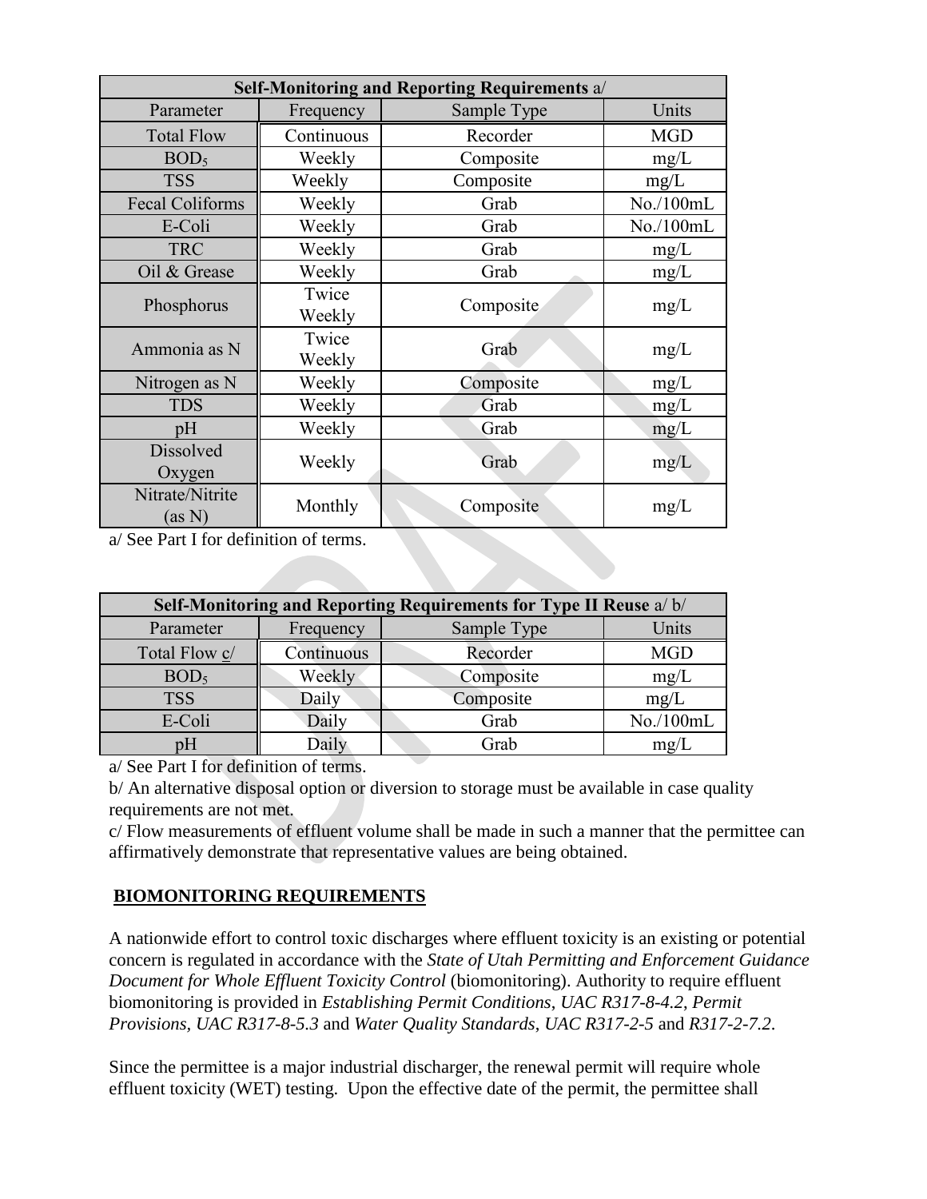| Self-Monitoring and Reporting Requirements a/ | | | |
|---|---|---|---|
| Parameter | Frequency | Sample Type | Units |
| Total Flow | Continuous | Recorder | MGD |
| $BOD_5$ | Weekly | Composite | mg/L |
| TSS | Weekly | Composite | mg/L |
| Fecal Coliforms | Weekly | Grab | No./100mL |
| E-Coli | Weekly | Grab | No./100mL |
| TRC | Weekly | Grab | mg/L |
| Oil & Grease | Weekly | Grab | mg/L |
| Phosphorus | Twice Weekly | Composite | mg/L |
| Ammonia as N | Twice Weekly | Grab | mg/L |
| Nitrogen as N | Weekly | Composite | mg/L |
| TDS | Weekly | Grab | mg/L |
| pH | Weekly | Grab | mg/L |
| Dissolved Oxygen | Weekly | Grab | mg/L |
| Nitrate/Nitrite (as N) | Monthly | Composite | mg/L |

a/ See Part I for definition of terms.

| Self-Monitoring and Reporting Requirements for Type II Reuse a/ b/ | | | |
|---|---|---|---|
| Parameter | Frequency | Sample Type | Units |
| Total Flow c/ | Continuous | Recorder | MGD |
| $BOD_5$ | Weekly | Composite | mg/L |
| TSS | Daily | Composite | mg/L |
| E-Coli | Daily | Grab | No./100mL |
| pH | Daily | Grab | mg/L |

a/ See Part I for definition of terms.

b/ An alternative disposal option or diversion to storage must be available in case quality requirements are not met.

c/ Flow measurements of effluent volume shall be made in such a manner that the permittee can affirmatively demonstrate that representative values are being obtained.

## BIOMONITORING REQUIREMENTS

A nationwide effort to control toxic discharges where effluent toxicity is an existing or potential concern is regulated in accordance with the *State of Utah Permitting and Enforcement Guidance Document for Whole Effluent Toxicity Control* (biomonitoring). Authority to require effluent biomonitoring is provided in *Establishing Permit Conditions, UAC R317-8-4.2*, *Permit Provisions, UAC R317-8-5.3* and *Water Quality Standards, UAC R317-2-5* and *R317-2-7.2*.

Since the permittee is a major industrial discharger, the renewal permit will require whole effluent toxicity (WET) testing. Upon the effective date of the permit, the permittee shall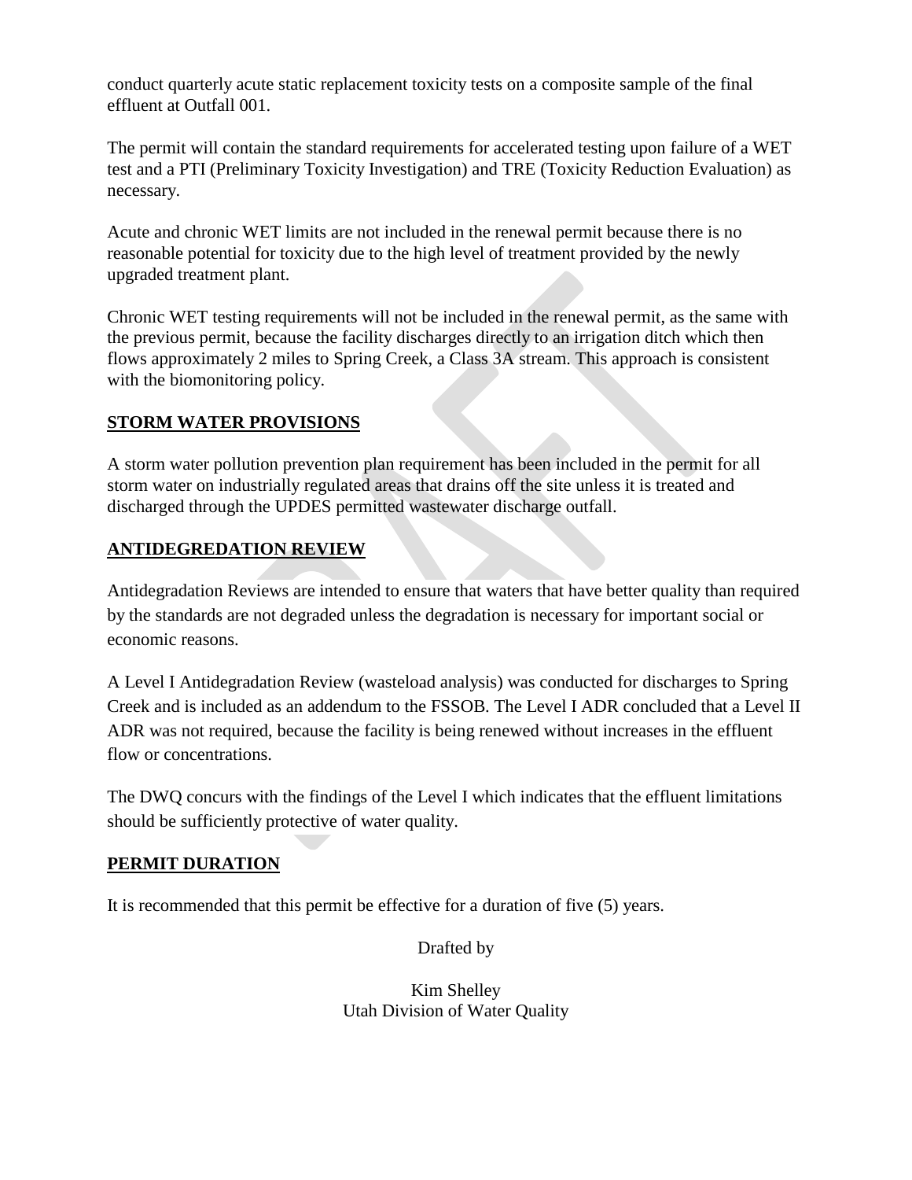conduct quarterly acute static replacement toxicity tests on a composite sample of the final effluent at Outfall 001.

The permit will contain the standard requirements for accelerated testing upon failure of a WET test and a PTI (Preliminary Toxicity Investigation) and TRE (Toxicity Reduction Evaluation) as necessary.

Acute and chronic WET limits are not included in the renewal permit because there is no reasonable potential for toxicity due to the high level of treatment provided by the newly upgraded treatment plant.

Chronic WET testing requirements will not be included in the renewal permit, as the same with the previous permit, because the facility discharges directly to an irrigation ditch which then flows approximately 2 miles to Spring Creek, a Class 3A stream. This approach is consistent with the biomonitoring policy.

## STORM WATER PROVISIONS

A storm water pollution prevention plan requirement has been included in the permit for all storm water on industrially regulated areas that drains off the site unless it is treated and discharged through the UPDES permitted wastewater discharge outfall.

## ANTIDEGREDATION REVIEW

Antidegradation Reviews are intended to ensure that waters that have better quality than required by the standards are not degraded unless the degradation is necessary for important social or economic reasons.

A Level I Antidegradation Review (wasteload analysis) was conducted for discharges to Spring Creek and is included as an addendum to the FSSOB. The Level I ADR concluded that a Level II ADR was not required, because the facility is being renewed without increases in the effluent flow or concentrations.

The DWQ concurs with the findings of the Level I which indicates that the effluent limitations should be sufficiently protective of water quality.

## PERMIT DURATION

It is recommended that this permit be effective for a duration of five (5) years.

Drafted by

Kim Shelley
Utah Division of Water Quality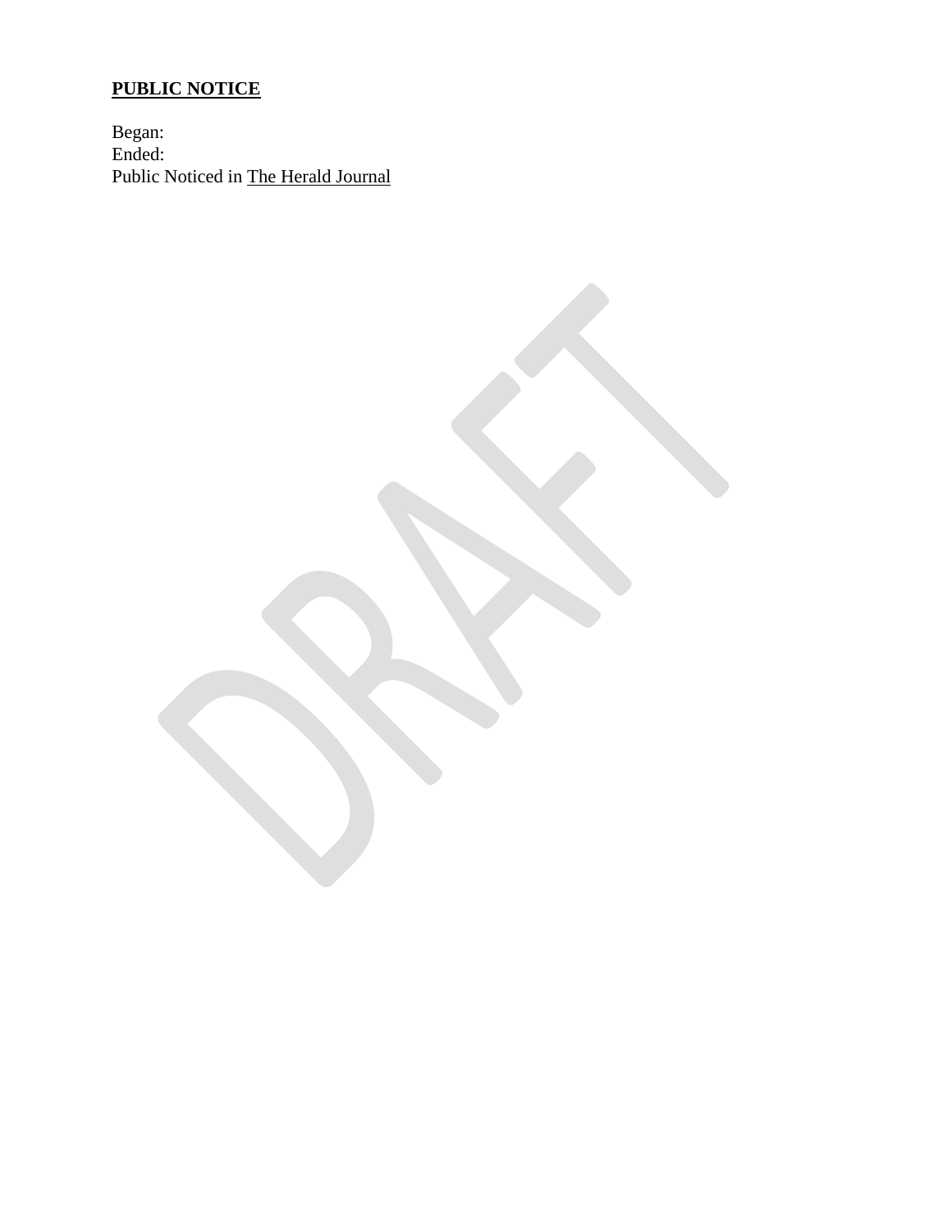**PUBLIC NOTICE**

Began:
Ended:
Public Noticed in The Herald Journal